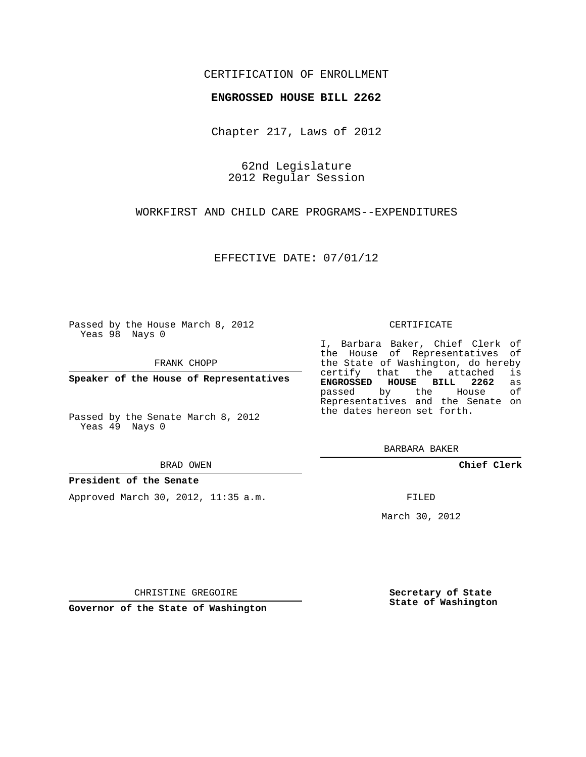CERTIFICATION OF ENROLLMENT

**ENGROSSED HOUSE BILL 2262**

Chapter 217, Laws of 2012

62nd Legislature
2012 Regular Session

WORKFIRST AND CHILD CARE PROGRAMS--EXPENDITURES

EFFECTIVE DATE: 07/01/12

Passed by the House March 8, 2012
Yeas 98 Nays 0

FRANK CHOPP

**Speaker of the House of Representatives**

Passed by the Senate March 8, 2012
Yeas 49 Nays 0

BRAD OWEN

**President of the Senate**

Approved March 30, 2012, 11:35 a.m.

CHRISTINE GREGOIRE

**Governor of the State of Washington**

CERTIFICATE

I, Barbara Baker, Chief Clerk of the House of Representatives of the State of Washington, do hereby certify that the attached is **ENGROSSED HOUSE BILL 2262** as passed by the House of Representatives and the Senate on the dates hereon set forth.

BARBARA BAKER

**Chief Clerk**

FILED

March 30, 2012

**Secretary of State**
**State of Washington**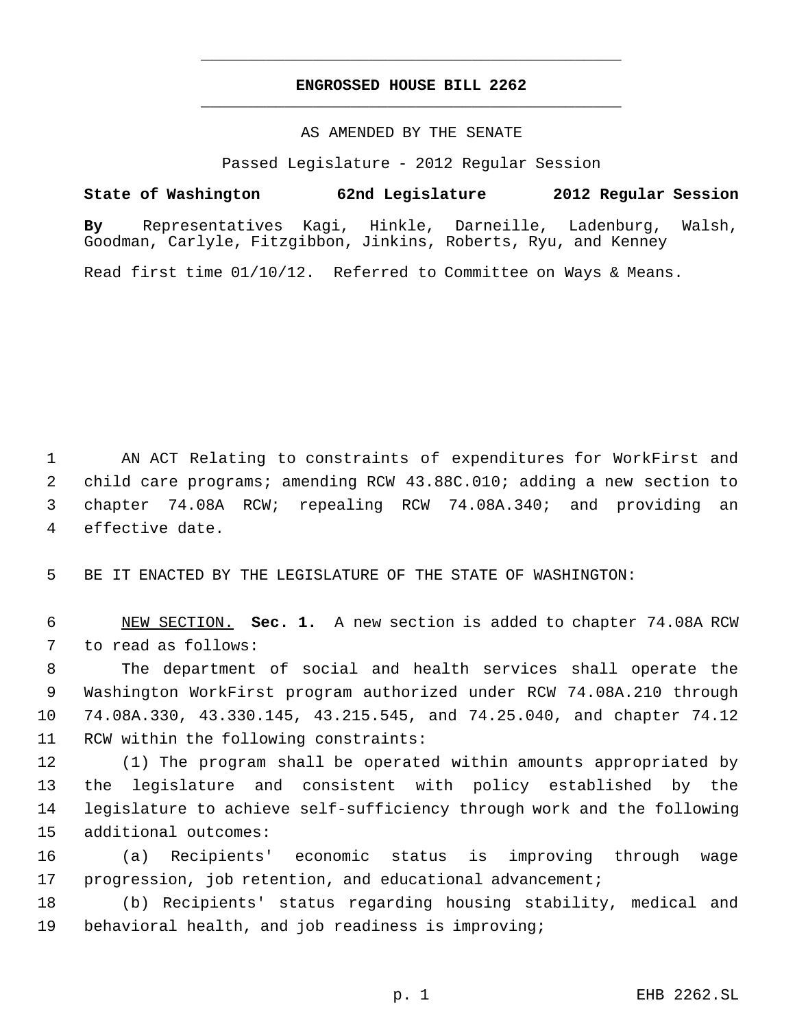# ENGROSSED HOUSE BILL 2262

AS AMENDED BY THE SENATE

Passed Legislature - 2012 Regular Session

**State of Washington 62nd Legislature 2012 Regular Session**

**By** Representatives Kagi, Hinkle, Darneille, Ladenburg, Walsh, Goodman, Carlyle, Fitzgibbon, Jinkins, Roberts, Ryu, and Kenney

Read first time 01/10/12. Referred to Committee on Ways & Means.

AN ACT Relating to constraints of expenditures for WorkFirst and child care programs; amending RCW 43.88C.010; adding a new section to chapter 74.08A RCW; repealing RCW 74.08A.340; and providing an effective date.

BE IT ENACTED BY THE LEGISLATURE OF THE STATE OF WASHINGTON:

NEW SECTION. **Sec. 1.** A new section is added to chapter 74.08A RCW to read as follows:

The department of social and health services shall operate the Washington WorkFirst program authorized under RCW 74.08A.210 through 74.08A.330, 43.330.145, 43.215.545, and 74.25.040, and chapter 74.12 RCW within the following constraints:

(1) The program shall be operated within amounts appropriated by the legislature and consistent with policy established by the legislature to achieve self-sufficiency through work and the following additional outcomes:

(a) Recipients' economic status is improving through wage progression, job retention, and educational advancement;

(b) Recipients' status regarding housing stability, medical and behavioral health, and job readiness is improving;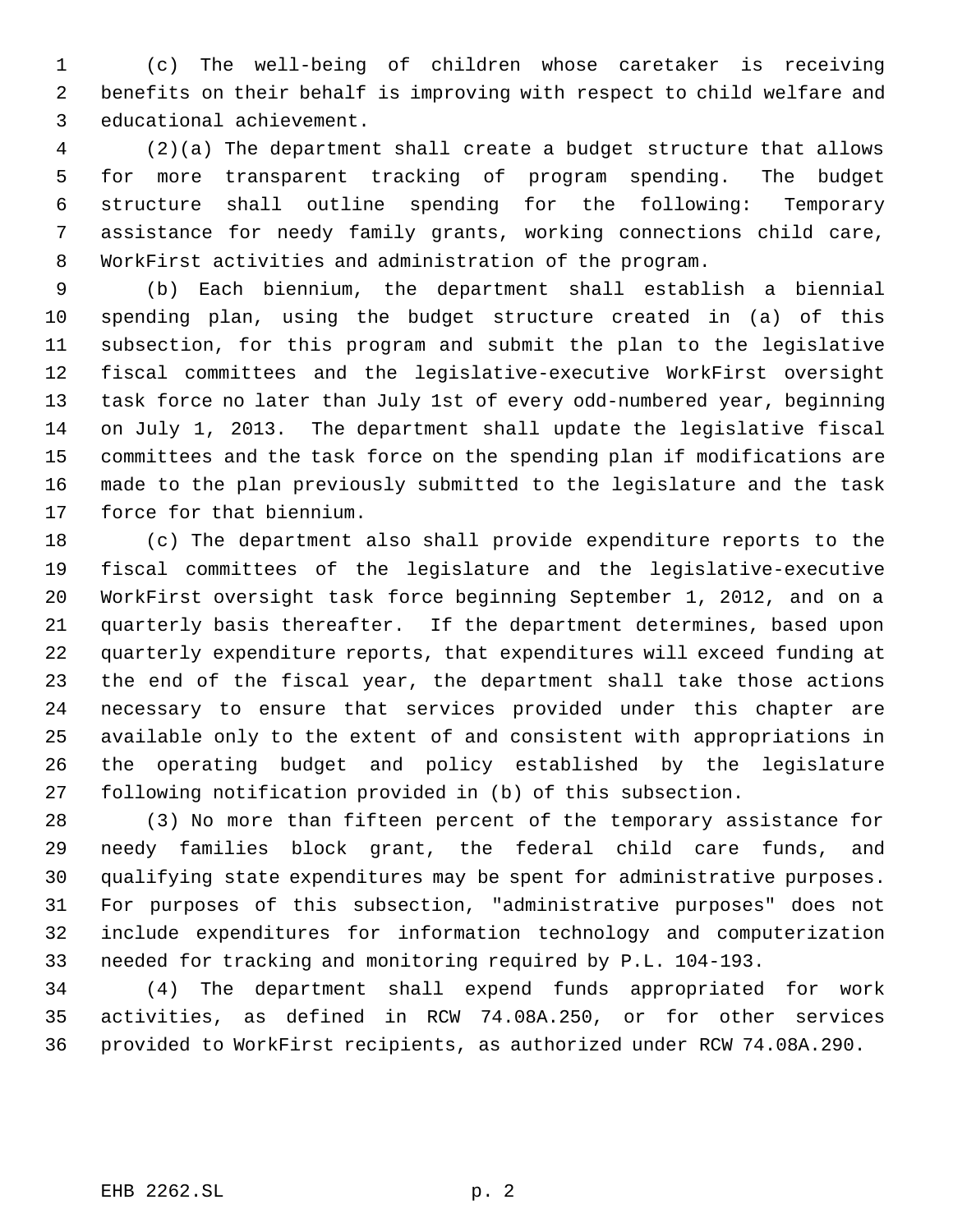(c) The well-being of children whose caretaker is receiving benefits on their behalf is improving with respect to child welfare and educational achievement.

(2)(a) The department shall create a budget structure that allows for more transparent tracking of program spending. The budget structure shall outline spending for the following: Temporary assistance for needy family grants, working connections child care, WorkFirst activities and administration of the program.

(b) Each biennium, the department shall establish a biennial spending plan, using the budget structure created in (a) of this subsection, for this program and submit the plan to the legislative fiscal committees and the legislative-executive WorkFirst oversight task force no later than July 1st of every odd-numbered year, beginning on July 1, 2013. The department shall update the legislative fiscal committees and the task force on the spending plan if modifications are made to the plan previously submitted to the legislature and the task force for that biennium.

(c) The department also shall provide expenditure reports to the fiscal committees of the legislature and the legislative-executive WorkFirst oversight task force beginning September 1, 2012, and on a quarterly basis thereafter. If the department determines, based upon quarterly expenditure reports, that expenditures will exceed funding at the end of the fiscal year, the department shall take those actions necessary to ensure that services provided under this chapter are available only to the extent of and consistent with appropriations in the operating budget and policy established by the legislature following notification provided in (b) of this subsection.

(3) No more than fifteen percent of the temporary assistance for needy families block grant, the federal child care funds, and qualifying state expenditures may be spent for administrative purposes. For purposes of this subsection, "administrative purposes" does not include expenditures for information technology and computerization needed for tracking and monitoring required by P.L. 104-193.

(4) The department shall expend funds appropriated for work activities, as defined in RCW 74.08A.250, or for other services provided to WorkFirst recipients, as authorized under RCW 74.08A.290.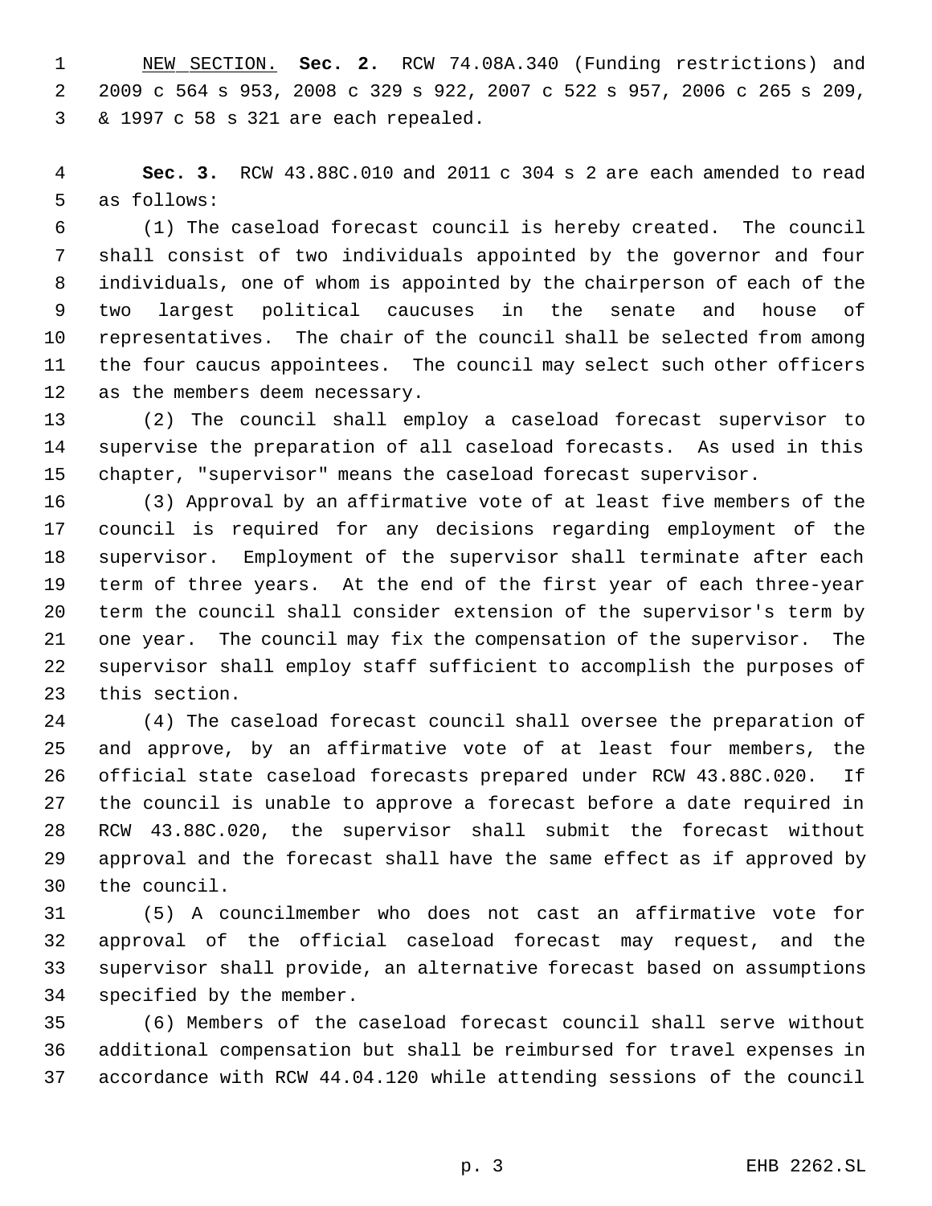NEW SECTION. **Sec. 2.** RCW 74.08A.340 (Funding restrictions) and 2009 c 564 s 953, 2008 c 329 s 922, 2007 c 522 s 957, 2006 c 265 s 209, & 1997 c 58 s 321 are each repealed.

**Sec. 3.** RCW 43.88C.010 and 2011 c 304 s 2 are each amended to read as follows:

(1) The caseload forecast council is hereby created. The council shall consist of two individuals appointed by the governor and four individuals, one of whom is appointed by the chairperson of each of the two largest political caucuses in the senate and house of representatives. The chair of the council shall be selected from among the four caucus appointees. The council may select such other officers as the members deem necessary.

(2) The council shall employ a caseload forecast supervisor to supervise the preparation of all caseload forecasts. As used in this chapter, "supervisor" means the caseload forecast supervisor.

(3) Approval by an affirmative vote of at least five members of the council is required for any decisions regarding employment of the supervisor. Employment of the supervisor shall terminate after each term of three years. At the end of the first year of each three-year term the council shall consider extension of the supervisor's term by one year. The council may fix the compensation of the supervisor. The supervisor shall employ staff sufficient to accomplish the purposes of this section.

(4) The caseload forecast council shall oversee the preparation of and approve, by an affirmative vote of at least four members, the official state caseload forecasts prepared under RCW 43.88C.020. If the council is unable to approve a forecast before a date required in RCW 43.88C.020, the supervisor shall submit the forecast without approval and the forecast shall have the same effect as if approved by the council.

(5) A councilmember who does not cast an affirmative vote for approval of the official caseload forecast may request, and the supervisor shall provide, an alternative forecast based on assumptions specified by the member.

(6) Members of the caseload forecast council shall serve without additional compensation but shall be reimbursed for travel expenses in accordance with RCW 44.04.120 while attending sessions of the council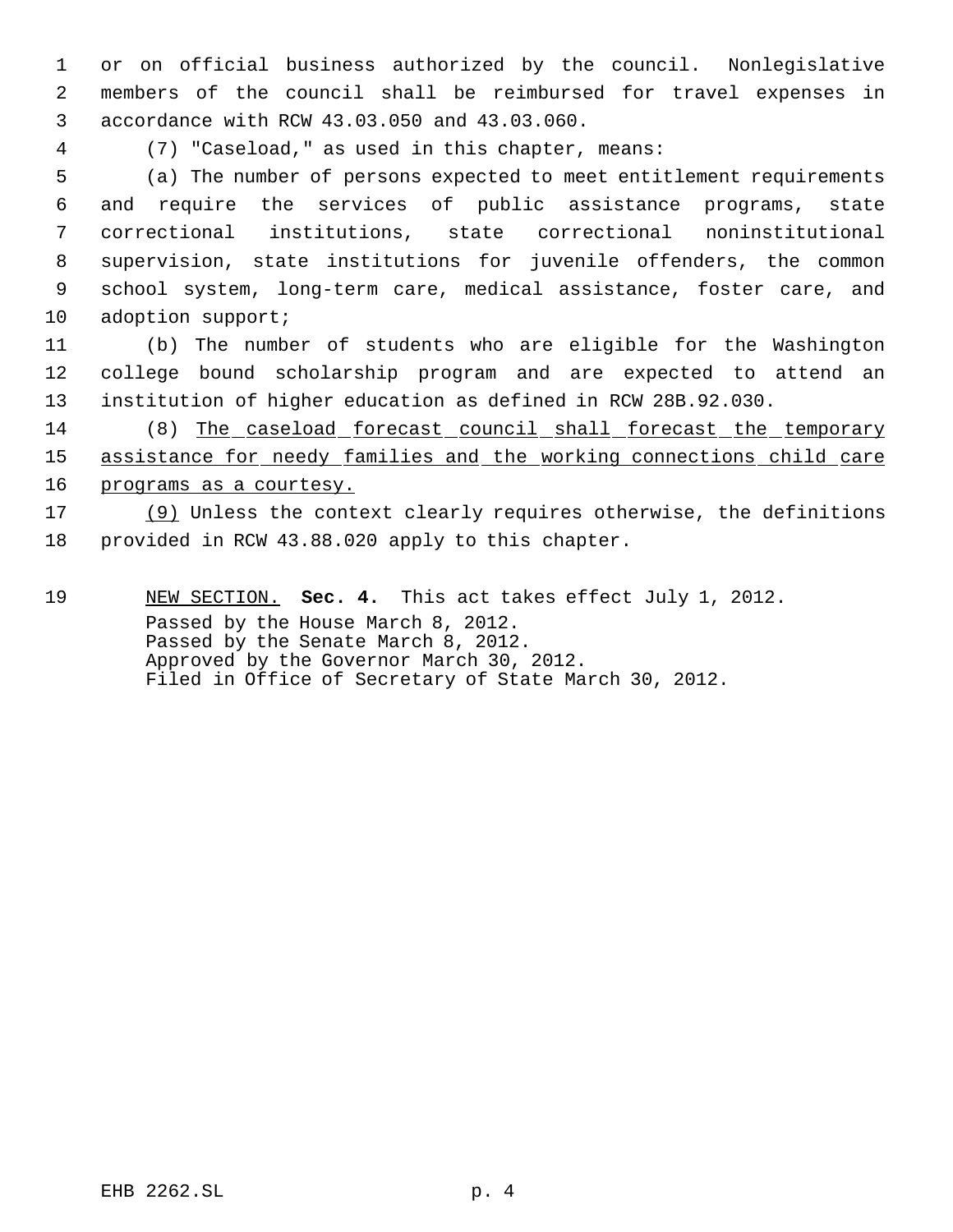or on official business authorized by the council. Nonlegislative members of the council shall be reimbursed for travel expenses in accordance with RCW 43.03.050 and 43.03.060.

(7) "Caseload," as used in this chapter, means:

(a) The number of persons expected to meet entitlement requirements and require the services of public assistance programs, state correctional institutions, state correctional noninstitutional supervision, state institutions for juvenile offenders, the common school system, long-term care, medical assistance, foster care, and adoption support;

(b) The number of students who are eligible for the Washington college bound scholarship program and are expected to attend an institution of higher education as defined in RCW 28B.92.030.

(8) <u>The caseload forecast council shall forecast the temporary assistance for needy families and the working connections child care programs as a courtesy.</u>

<u>(9)</u> Unless the context clearly requires otherwise, the definitions provided in RCW 43.88.020 apply to this chapter.

<u>NEW SECTION.</u> **Sec. 4.** This act takes effect July 1, 2012.

Passed by the House March 8, 2012.
Passed by the Senate March 8, 2012.
Approved by the Governor March 30, 2012.
Filed in Office of Secretary of State March 30, 2012.